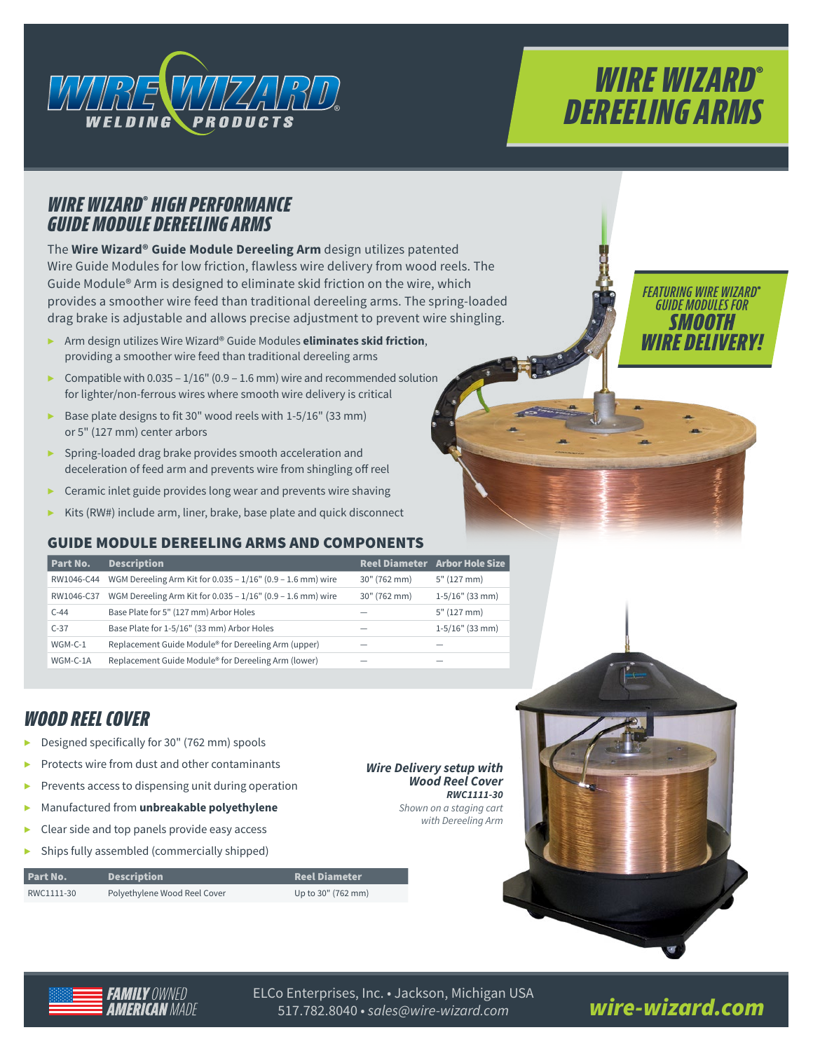# WIRE WIZARD® DEREELING ARMS

## WIRE WIZARD® HIGH PERFORMANCE GUIDE MODULE DEREELING ARMS

The **Wire Wizard® Guide Module Dereeling Arm** design utilizes patented Wire Guide Modules for low friction, flawless wire delivery from wood reels. The Guide Module® Arm is designed to eliminate skid friction on the wire, which provides a smoother wire feed than traditional dereeling arms. The spring-loaded drag brake is adjustable and allows precise adjustment to prevent wire shingling.

- Arm design utilizes Wire Wizard® Guide Modules **eliminates skid friction**, providing a smoother wire feed than traditional dereeling arms
- Compatible with 0.035 – 1/16" (0.9 – 1.6 mm) wire and recommended solution for lighter/non-ferrous wires where smooth wire delivery is critical
- Base plate designs to fit 30" wood reels with 1-5/16" (33 mm) or 5" (127 mm) center arbors
- Spring-loaded drag brake provides smooth acceleration and deceleration of feed arm and prevents wire from shingling off reel
- Ceramic inlet guide provides long wear and prevents wire shaving
- Kits (RW#) include arm, liner, brake, base plate and quick disconnect

*FEATURING WIRE WIZARD® GUIDE MODULES FOR* ***SMOOTH WIRE DELIVERY!***

### GUIDE MODULE DEREELING ARMS AND COMPONENTS

| Part No. | Description | Reel Diameter | Arbor Hole Size |
|---|---|---|---|
| RW1046-C44 | WGM Dereeling Arm Kit for 0.035 – 1/16" (0.9 – 1.6 mm) wire | 30" (762 mm) | 5" (127 mm) |
| RW1046-C37 | WGM Dereeling Arm Kit for 0.035 – 1/16" (0.9 – 1.6 mm) wire | 30" (762 mm) | 1-5/16" (33 mm) |
| C-44 | Base Plate for 5" (127 mm) Arbor Holes | — | 5" (127 mm) |
| C-37 | Base Plate for 1-5/16" (33 mm) Arbor Holes | — | 1-5/16" (33 mm) |
| WGM-C-1 | Replacement Guide Module® for Dereeling Arm (upper) | — | — |
| WGM-C-1A | Replacement Guide Module® for Dereeling Arm (lower) | — | — |

## WOOD REEL COVER

- Designed specifically for 30" (762 mm) spools
- Protects wire from dust and other contaminants
- Prevents access to dispensing unit during operation
- Manufactured from **unbreakable polyethylene**
- Clear side and top panels provide easy access
- Ships fully assembled (commercially shipped)

| Part No. | Description | Reel Diameter |
|---|---|---|
| RWC1111-30 | Polyethylene Wood Reel Cover | Up to 30" (762 mm) |

***Wire Delivery setup with Wood Reel Cover***
***RWC1111-30***
*Shown on a staging cart with Dereeling Arm*

**FAMILY** *OWNED* **AMERICAN** *MADE*

ELCo Enterprises, Inc. • Jackson, Michigan USA
517.782.8040 • *sales@wire-wizard.com*

***wire-wizard.com***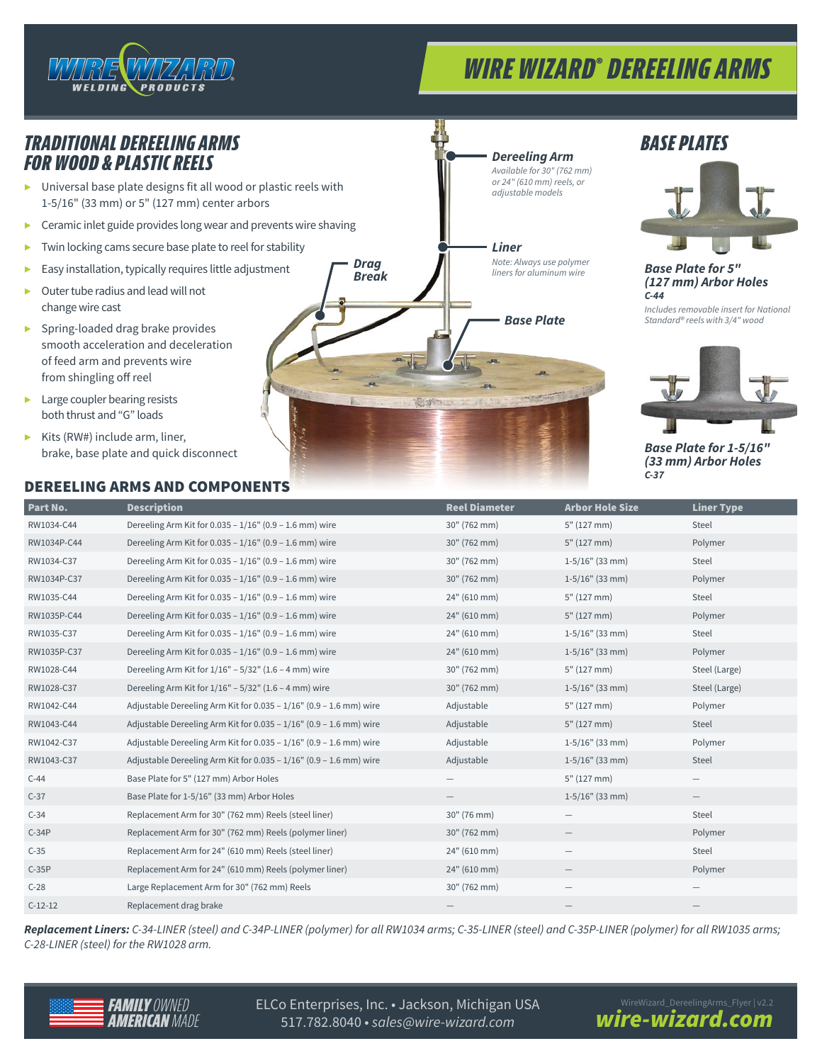# WIRE WIZARD® DEREELING ARMS

## TRADITIONAL DEREELING ARMS FOR WOOD & PLASTIC REELS

- Universal base plate designs fit all wood or plastic reels with 1-5/16" (33 mm) or 5" (127 mm) center arbors
- Ceramic inlet guide provides long wear and prevents wire shaving
- Twin locking cams secure base plate to reel for stability
- Easy installation, typically requires little adjustment
- Outer tube radius and lead will not change wire cast
- Spring-loaded drag brake provides smooth acceleration and deceleration of feed arm and prevents wire from shingling off reel
- Large coupler bearing resists both thrust and "G" loads
- Kits (RW#) include arm, liner, brake, base plate and quick disconnect

**Dereeling Arm**
*Available for 30" (762 mm) or 24" (610 mm) reels, or adjustable models*

**Liner**
*Note: Always use polymer liners for aluminum wire*

**Drag Break**

**Base Plate**

## BASE PLATES

**Base Plate for 5" (127 mm) Arbor Holes**
**C-44**
*Includes removable insert for National Standard® reels with 3/4" wood*

**Base Plate for 1-5/16" (33 mm) Arbor Holes**
**C-37**

## DEREELING ARMS AND COMPONENTS

| Part No. | Description | Reel Diameter | Arbor Hole Size | Liner Type |
|---|---|---|---|---|
| RW1034-C44 | Dereeling Arm Kit for 0.035 – 1/16" (0.9 – 1.6 mm) wire | 30" (762 mm) | 5" (127 mm) | Steel |
| RW1034P-C44 | Dereeling Arm Kit for 0.035 – 1/16" (0.9 – 1.6 mm) wire | 30" (762 mm) | 5" (127 mm) | Polymer |
| RW1034-C37 | Dereeling Arm Kit for 0.035 – 1/16" (0.9 – 1.6 mm) wire | 30" (762 mm) | 1-5/16" (33 mm) | Steel |
| RW1034P-C37 | Dereeling Arm Kit for 0.035 – 1/16" (0.9 – 1.6 mm) wire | 30" (762 mm) | 1-5/16" (33 mm) | Polymer |
| RW1035-C44 | Dereeling Arm Kit for 0.035 – 1/16" (0.9 – 1.6 mm) wire | 24" (610 mm) | 5" (127 mm) | Steel |
| RW1035P-C44 | Dereeling Arm Kit for 0.035 – 1/16" (0.9 – 1.6 mm) wire | 24" (610 mm) | 5" (127 mm) | Polymer |
| RW1035-C37 | Dereeling Arm Kit for 0.035 – 1/16" (0.9 – 1.6 mm) wire | 24" (610 mm) | 1-5/16" (33 mm) | Steel |
| RW1035P-C37 | Dereeling Arm Kit for 0.035 – 1/16" (0.9 – 1.6 mm) wire | 24" (610 mm) | 1-5/16" (33 mm) | Polymer |
| RW1028-C44 | Dereeling Arm Kit for 1/16" – 5/32" (1.6 – 4 mm) wire | 30" (762 mm) | 5" (127 mm) | Steel (Large) |
| RW1028-C37 | Dereeling Arm Kit for 1/16" – 5/32" (1.6 – 4 mm) wire | 30" (762 mm) | 1-5/16" (33 mm) | Steel (Large) |
| RW1042-C44 | Adjustable Dereeling Arm Kit for 0.035 – 1/16" (0.9 – 1.6 mm) wire | Adjustable | 5" (127 mm) | Polymer |
| RW1043-C44 | Adjustable Dereeling Arm Kit for 0.035 – 1/16" (0.9 – 1.6 mm) wire | Adjustable | 5" (127 mm) | Steel |
| RW1042-C37 | Adjustable Dereeling Arm Kit for 0.035 – 1/16" (0.9 – 1.6 mm) wire | Adjustable | 1-5/16" (33 mm) | Polymer |
| RW1043-C37 | Adjustable Dereeling Arm Kit for 0.035 – 1/16" (0.9 – 1.6 mm) wire | Adjustable | 1-5/16" (33 mm) | Steel |
| C-44 | Base Plate for 5" (127 mm) Arbor Holes | — | 5" (127 mm) | — |
| C-37 | Base Plate for 1-5/16" (33 mm) Arbor Holes | — | 1-5/16" (33 mm) | — |
| C-34 | Replacement Arm for 30" (762 mm) Reels (steel liner) | 30" (76 mm) | — | Steel |
| C-34P | Replacement Arm for 30" (762 mm) Reels (polymer liner) | 30" (762 mm) | — | Polymer |
| C-35 | Replacement Arm for 24" (610 mm) Reels (steel liner) | 24" (610 mm) | — | Steel |
| C-35P | Replacement Arm for 24" (610 mm) Reels (polymer liner) | 24" (610 mm) | — | Polymer |
| C-28 | Large Replacement Arm for 30" (762 mm) Reels | 30" (762 mm) | — | — |
| C-12-12 | Replacement drag brake | — | — | — |

***Replacement Liners:*** *C-34-LINER (steel) and C-34P-LINER (polymer) for all RW1034 arms; C-35-LINER (steel) and C-35P-LINER (polymer) for all RW1035 arms; C-28-LINER (steel) for the RW1028 arm.*

**FAMILY** OWNED **AMERICAN** MADE

ELCo Enterprises, Inc. • Jackson, Michigan USA
517.782.8040 • *sales@wire-wizard.com*

**wire-wizard.com**